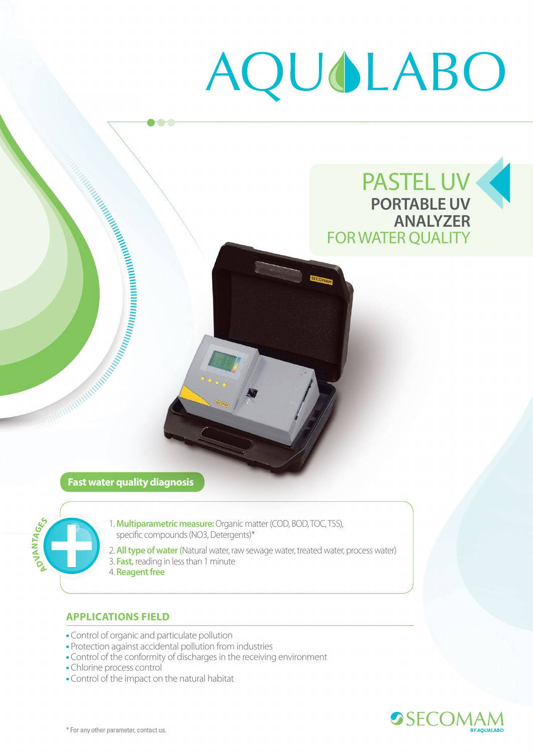# AQUALABO

# PASTEL UV

## PORTABLE UV ANALYZER FOR WATER QUALITY

**Fast water quality diagnosis**

ADVANTAGES

1. **Multiparametric measure:** Organic matter (COD, BOD, TOC, TSS), specific compounds (NO3, Detergents)*
2. **All type of water** (Natural water, raw sewage water, treated water, process water)
3. **Fast,** reading in less than 1 minute
4. **Reagent free**

## APPLICATIONS FIELD

- Control of organic and particulate pollution
- Protection against accidental pollution from industries
- Control of the conformity of discharges in the receiving environment
- Chlorine process control
- Control of the impact on the natural habitat

\* For any other parameter, contact us.

SECOMAM BY AQUALABO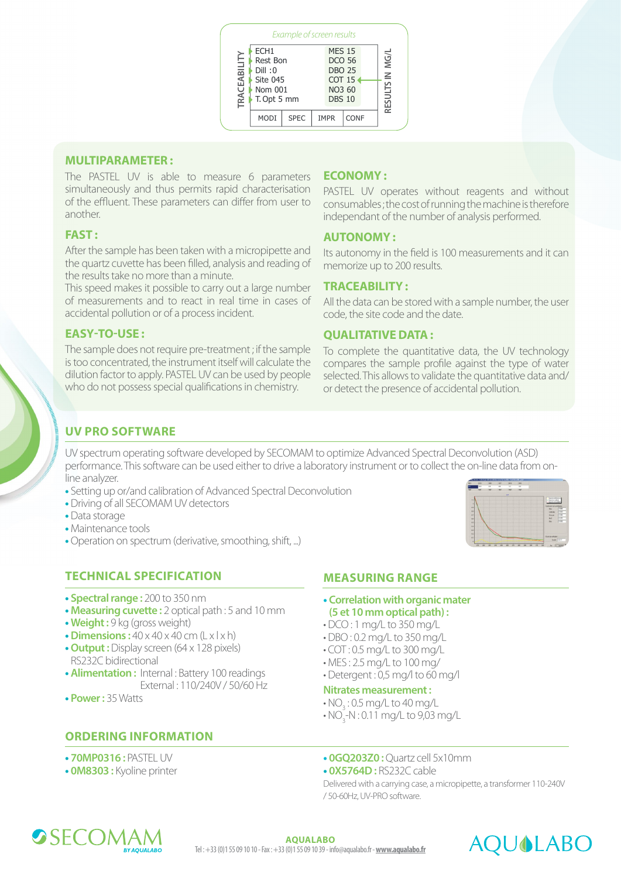*Example of screen results*

TRACEABILITY

ECH1
Rest Bon
Dill :0
Site 045
Nom 001
T. Opt 5 mm

MES 15
DCO 56
DBO 25
COT 15
NO3 60
DBS 10

RESULTS IN MG/L

MODI | SPEC | IMPR | CONF

## MULTIPARAMETER :

The PASTEL UV is able to measure 6 parameters simultaneously and thus permits rapid characterisation of the effluent. These parameters can differ from user to another.

## FAST :

After the sample has been taken with a micropipette and the quartz cuvette has been filled, analysis and reading of the results take no more than a minute.
This speed makes it possible to carry out a large number of measurements and to react in real time in cases of accidental pollution or of a process incident.

## EASY-TO-USE :

The sample does not require pre-treatment ; if the sample is too concentrated, the instrument itself will calculate the dilution factor to apply. PASTEL UV can be used by people who do not possess special qualifications in chemistry.

## ECONOMY :

PASTEL UV operates without reagents and without consumables ; the cost of running the machine is therefore independant of the number of analysis performed.

## AUTONOMY :

Its autonomy in the field is 100 measurements and it can memorize up to 200 results.

## TRACEABILITY :

All the data can be stored with a sample number, the user code, the site code and the date.

## QUALITATIVE DATA :

To complete the quantitative data, the UV technology compares the sample profile against the type of water selected. This allows to validate the quantitative data and/or detect the presence of accidental pollution.

## UV PRO SOFTWARE

UV spectrum operating software developed by SECOMAM to optimize Advanced Spectral Deconvolution (ASD) performance. This software can be used either to drive a laboratory instrument or to collect the on-line data from on-line analyzer.

- Setting up or/and calibration of Advanced Spectral Deconvolution
- Driving of all SECOMAM UV detectors
- Data storage
- Maintenance tools
- Operation on spectrum (derivative, smoothing, shift, ...)

## TECHNICAL SPECIFICATION

- **Spectral range :** 200 to 350 nm
- **Measuring cuvette :** 2 optical path : 5 and 10 mm
- **Weight :** 9 kg (gross weight)
- **Dimensions :** 40 x 40 x 40 cm (L x l x h)
- **Output :** Display screen (64 x 128 pixels)
  RS232C bidirectional
- **Alimentation :** Internal : Battery 100 readings
  External : 110/240V / 50/60 Hz
- **Power :** 35 Watts

## MEASURING RANGE

- **Correlation with organic mater (5 et 10 mm optical path) :**
- DCO : 1 mg/L to 350 mg/L
- DBO : 0.2 mg/L to 350 mg/L
- COT : 0.5 mg/L to 300 mg/L
- MES : 2.5 mg/L to 100 mg/
- Detergent : 0,5 mg/l to 60 mg/l

**Nitrates measurement :**

- $NO_3$ : 0.5 mg/L to 40 mg/L
- $NO_3$-N : 0.11 mg/L to 9,03 mg/L

## ORDERING INFORMATION

- **70MP0316 :** PASTEL UV
- **0M8303 :** Kyoline printer
- **0GQ203Z0 :** Quartz cell 5x10mm
- **0X5764D :** RS232C cable

Delivered with a carrying case, a micropipette, a transformer 110-240V / 50-60Hz, UV-PRO software.

SECOMAM BY AQUALABO

**AQUALABO**
Tel : +33 (0)1 55 09 10 10 - Fax : +33 (0)1 55 09 10 39 - info@aqualabo.fr - **www.aqualabo.fr**

AQUALABO